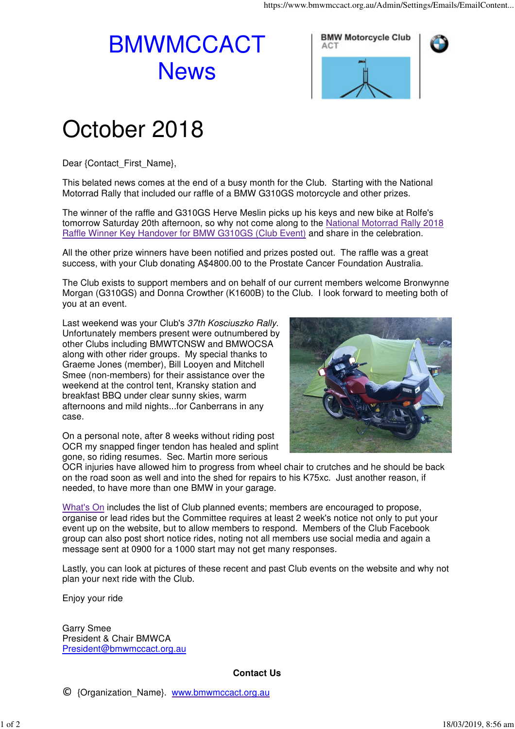# BMWMCCACT News

BMW Motorcycle Club ACT

# October 2018

Dear {Contact_First_Name},

This belated news comes at the end of a busy month for the Club. Starting with the National Motorrad Rally that included our raffle of a BMW G310GS motorcycle and other prizes.

The winner of the raffle and G310GS Herve Meslin picks up his keys and new bike at Rolfe's tomorrow Saturday 20th afternoon, so why not come along to the [National Motorrad Rally 2018 Raffle Winner Key Handover for BMW G310GS (Club Event)]() and share in the celebration.

All the other prize winners have been notified and prizes posted out. The raffle was a great success, with your Club donating A$4800.00 to the Prostate Cancer Foundation Australia.

The Club exists to support members and on behalf of our current members welcome Bronwynne Morgan (G310GS) and Donna Crowther (K1600B) to the Club. I look forward to meeting both of you at an event.

Last weekend was your Club's *37th Kosciuszko Rally*. Unfortunately members present were outnumbered by other Clubs including BMWTCNSW and BMWOCSA along with other rider groups. My special thanks to Graeme Jones (member), Bill Looyen and Mitchell Smee (non-members) for their assistance over the weekend at the control tent, Kransky station and breakfast BBQ under clear sunny skies, warm afternoons and mild nights...for Canberrans in any case.

On a personal note, after 8 weeks without riding post OCR my snapped finger tendon has healed and splint gone, so riding resumes. Sec. Martin more serious OCR injuries have allowed him to progress from wheel chair to crutches and he should be back on the road soon as well and into the shed for repairs to his K75xc. Just another reason, if needed, to have more than one BMW in your garage.

[What's On]() includes the list of Club planned events; members are encouraged to propose, organise or lead rides but the Committee requires at least 2 week's notice not only to put your event up on the website, but to allow members to respond. Members of the Club Facebook group can also post short notice rides, noting not all members use social media and again a message sent at 0900 for a 1000 start may not get many responses.

Lastly, you can look at pictures of these recent and past Club events on the website and why not plan your next ride with the Club.

Enjoy your ride

Garry Smee
President & Chair BMWCA
[President@bmwmccact.org.au]()

**Contact Us**

© {Organization_Name}. [www.bmwmccact.org.au]()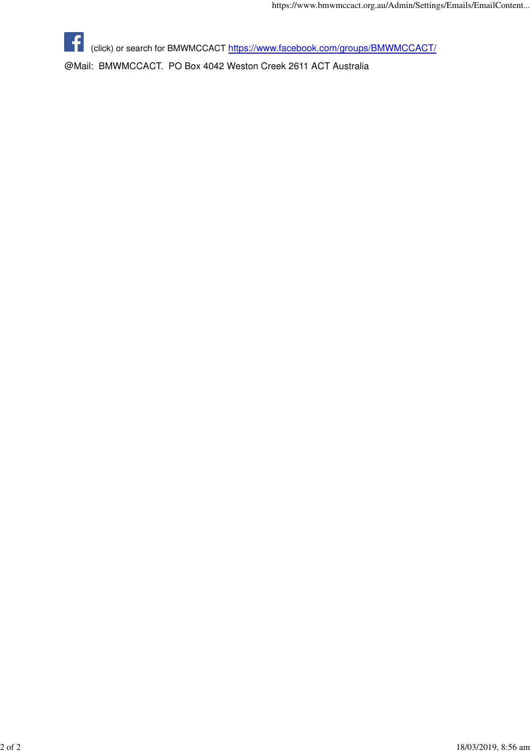(click) or search for BMWMCCACT https://www.facebook.com/groups/BMWMCCACT/

@Mail: BMWMCCACT. PO Box 4042 Weston Creek 2611 ACT Australia